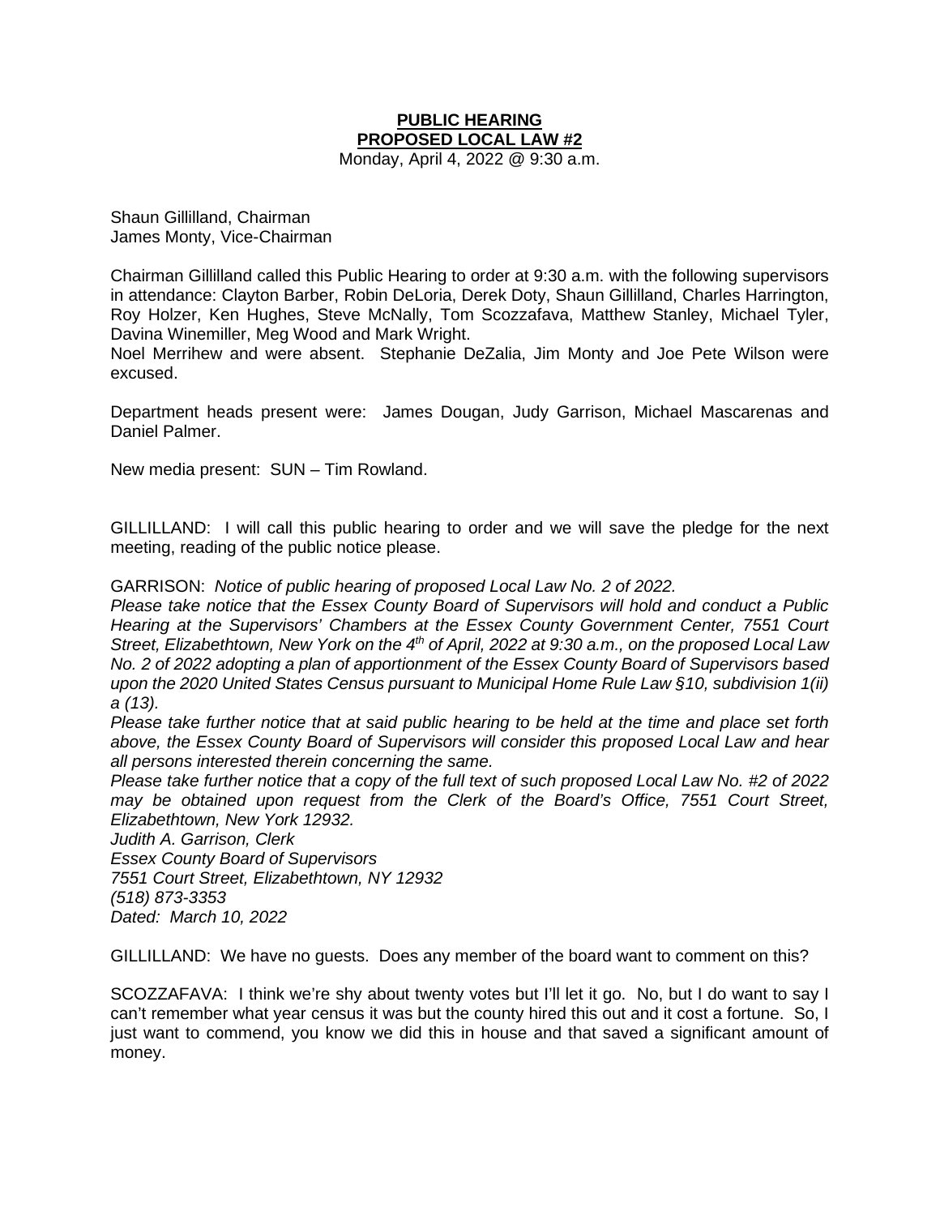**PUBLIC HEARING**
**PROPOSED LOCAL LAW #2**
Monday, April 4, 2022 @ 9:30 a.m.

Shaun Gillilland, Chairman
James Monty, Vice-Chairman

Chairman Gillilland called this Public Hearing to order at 9:30 a.m. with the following supervisors in attendance: Clayton Barber, Robin DeLoria, Derek Doty, Shaun Gillilland, Charles Harrington, Roy Holzer, Ken Hughes, Steve McNally, Tom Scozzafava, Matthew Stanley, Michael Tyler, Davina Winemiller, Meg Wood and Mark Wright.
Noel Merrihew and were absent. Stephanie DeZalia, Jim Monty and Joe Pete Wilson were excused.

Department heads present were: James Dougan, Judy Garrison, Michael Mascarenas and Daniel Palmer.

New media present: SUN – Tim Rowland.

GILLILLAND: I will call this public hearing to order and we will save the pledge for the next meeting, reading of the public notice please.

GARRISON: *Notice of public hearing of proposed Local Law No. 2 of 2022.*
*Please take notice that the Essex County Board of Supervisors will hold and conduct a Public Hearing at the Supervisors' Chambers at the Essex County Government Center, 7551 Court Street, Elizabethtown, New York on the 4th of April, 2022 at 9:30 a.m., on the proposed Local Law No. 2 of 2022 adopting a plan of apportionment of the Essex County Board of Supervisors based upon the 2020 United States Census pursuant to Municipal Home Rule Law §10, subdivision 1(ii) a (13).*
*Please take further notice that at said public hearing to be held at the time and place set forth above, the Essex County Board of Supervisors will consider this proposed Local Law and hear all persons interested therein concerning the same.*
*Please take further notice that a copy of the full text of such proposed Local Law No. #2 of 2022 may be obtained upon request from the Clerk of the Board's Office, 7551 Court Street, Elizabethtown, New York 12932.*
*Judith A. Garrison, Clerk*
*Essex County Board of Supervisors*
*7551 Court Street, Elizabethtown, NY 12932*
*(518) 873-3353*
*Dated: March 10, 2022*

GILLILLAND: We have no guests. Does any member of the board want to comment on this?

SCOZZAFAVA: I think we're shy about twenty votes but I'll let it go. No, but I do want to say I can't remember what year census it was but the county hired this out and it cost a fortune. So, I just want to commend, you know we did this in house and that saved a significant amount of money.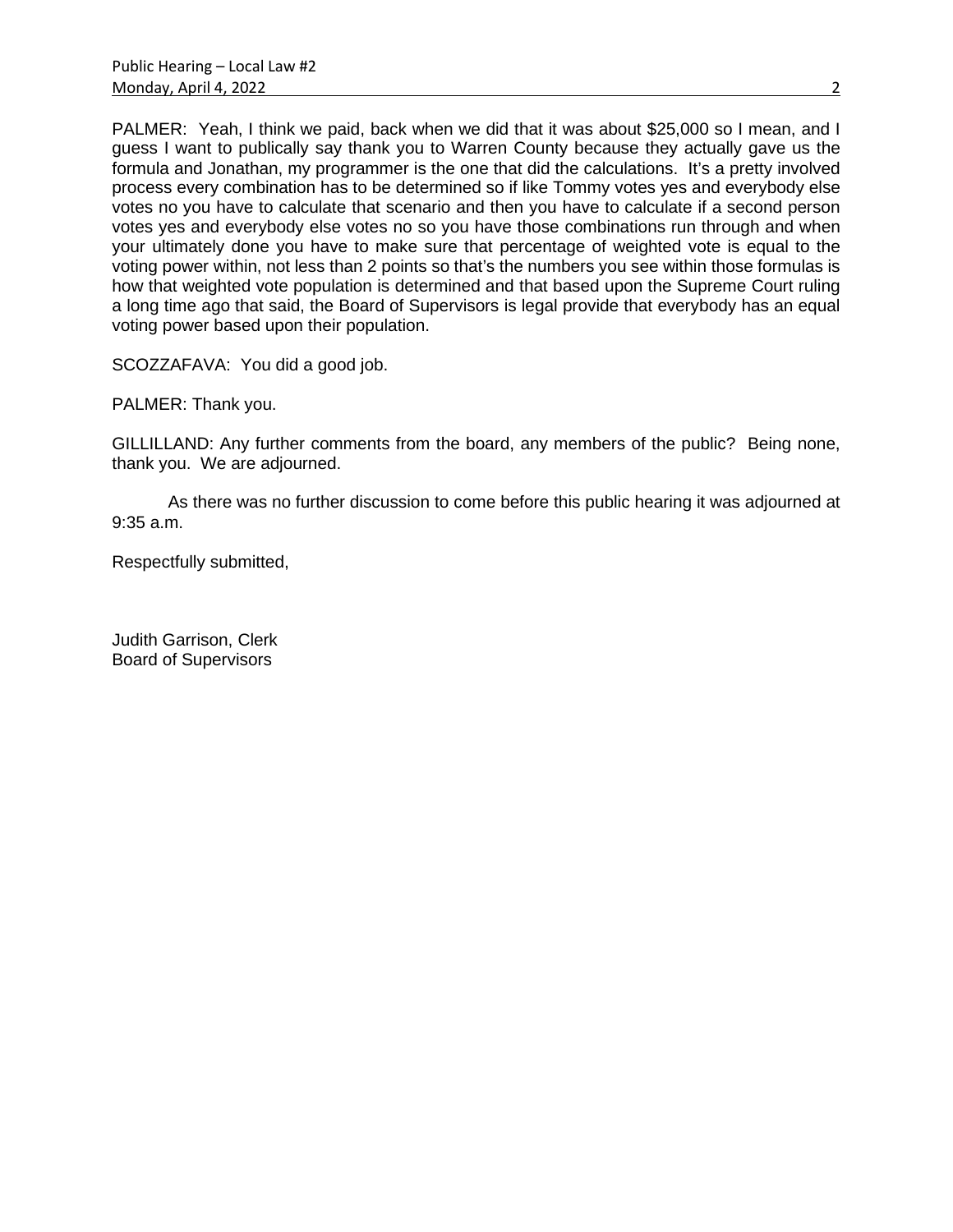PALMER: Yeah, I think we paid, back when we did that it was about $25,000 so I mean, and I guess I want to publically say thank you to Warren County because they actually gave us the formula and Jonathan, my programmer is the one that did the calculations. It's a pretty involved process every combination has to be determined so if like Tommy votes yes and everybody else votes no you have to calculate that scenario and then you have to calculate if a second person votes yes and everybody else votes no so you have those combinations run through and when your ultimately done you have to make sure that percentage of weighted vote is equal to the voting power within, not less than 2 points so that's the numbers you see within those formulas is how that weighted vote population is determined and that based upon the Supreme Court ruling a long time ago that said, the Board of Supervisors is legal provide that everybody has an equal voting power based upon their population.

SCOZZAFAVA: You did a good job.

PALMER: Thank you.

GILLILLAND: Any further comments from the board, any members of the public? Being none, thank you. We are adjourned.

As there was no further discussion to come before this public hearing it was adjourned at 9:35 a.m.

Respectfully submitted,

Judith Garrison, Clerk
Board of Supervisors